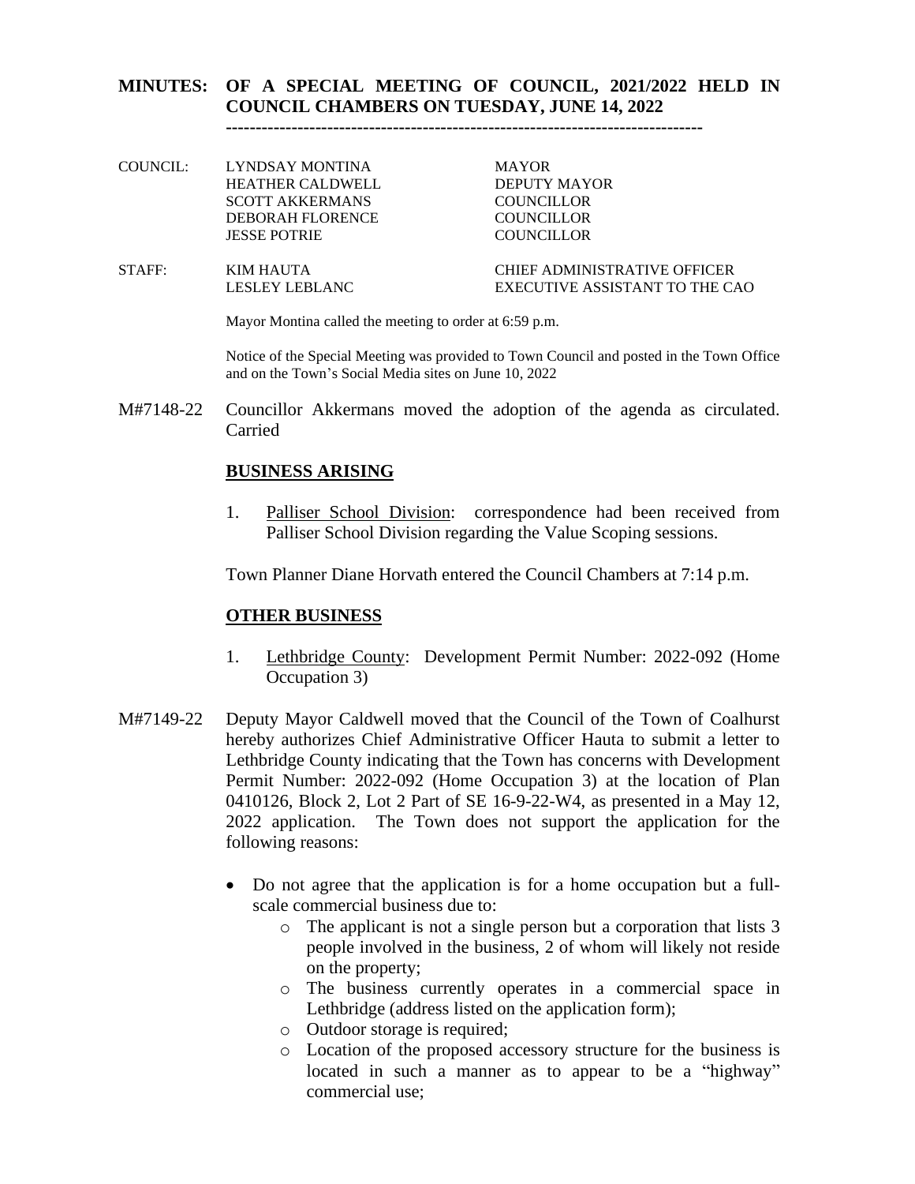# MINUTES: OF A SPECIAL MEETING OF COUNCIL, 2021/2022 HELD IN COUNCIL CHAMBERS ON TUESDAY, JUNE 14, 2022

---

| | | |
|---|---|---|
| COUNCIL: | LYNDSAY MONTINA | MAYOR |
| | HEATHER CALDWELL | DEPUTY MAYOR |
| | SCOTT AKKERMANS | COUNCILLOR |
| | DEBORAH FLORENCE | COUNCILLOR |
| | JESSE POTRIE | COUNCILLOR |
| STAFF: | KIM HAUTA | CHIEF ADMINISTRATIVE OFFICER |
| | LESLEY LEBLANC | EXECUTIVE ASSISTANT TO THE CAO |

Mayor Montina called the meeting to order at 6:59 p.m.

Notice of the Special Meeting was provided to Town Council and posted in the Town Office and on the Town's Social Media sites on June 10, 2022

M#7148-22 Councillor Akkermans moved the adoption of the agenda as circulated. Carried

## BUSINESS ARISING

1. Palliser School Division: correspondence had been received from Palliser School Division regarding the Value Scoping sessions.

Town Planner Diane Horvath entered the Council Chambers at 7:14 p.m.

## OTHER BUSINESS

1. Lethbridge County: Development Permit Number: 2022-092 (Home Occupation 3)

M#7149-22 Deputy Mayor Caldwell moved that the Council of the Town of Coalhurst hereby authorizes Chief Administrative Officer Hauta to submit a letter to Lethbridge County indicating that the Town has concerns with Development Permit Number: 2022-092 (Home Occupation 3) at the location of Plan 0410126, Block 2, Lot 2 Part of SE 16-9-22-W4, as presented in a May 12, 2022 application. The Town does not support the application for the following reasons:

- Do not agree that the application is for a home occupation but a full-scale commercial business due to:
  - The applicant is not a single person but a corporation that lists 3 people involved in the business, 2 of whom will likely not reside on the property;
  - The business currently operates in a commercial space in Lethbridge (address listed on the application form);
  - Outdoor storage is required;
  - Location of the proposed accessory structure for the business is located in such a manner as to appear to be a "highway" commercial use;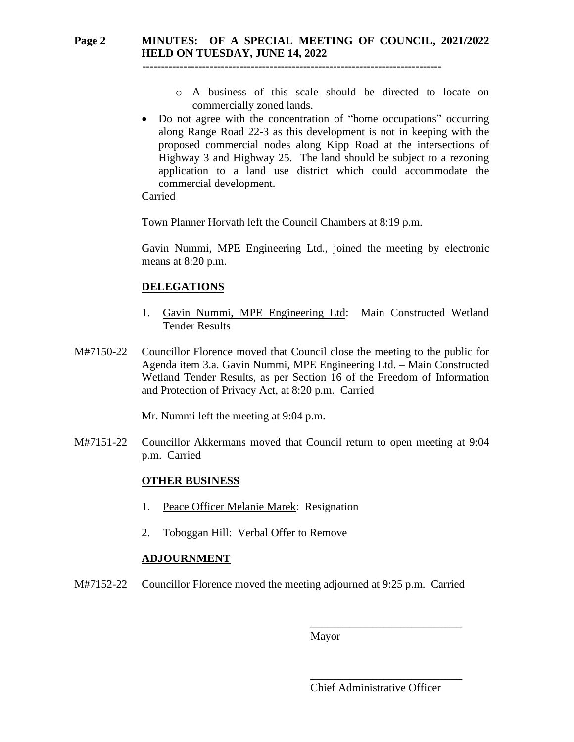- A business of this scale should be directed to locate on commercially zoned lands.

- Do not agree with the concentration of "home occupations" occurring along Range Road 22-3 as this development is not in keeping with the proposed commercial nodes along Kipp Road at the intersections of Highway 3 and Highway 25. The land should be subject to a rezoning application to a land use district which could accommodate the commercial development.

Carried

Town Planner Horvath left the Council Chambers at 8:19 p.m.

Gavin Nummi, MPE Engineering Ltd., joined the meeting by electronic means at 8:20 p.m.

## DELEGATIONS

1. Gavin Nummi, MPE Engineering Ltd: Main Constructed Wetland Tender Results

M#7150-22 Councillor Florence moved that Council close the meeting to the public for Agenda item 3.a. Gavin Nummi, MPE Engineering Ltd. – Main Constructed Wetland Tender Results, as per Section 16 of the Freedom of Information and Protection of Privacy Act, at 8:20 p.m. Carried

Mr. Nummi left the meeting at 9:04 p.m.

M#7151-22 Councillor Akkermans moved that Council return to open meeting at 9:04 p.m. Carried

## OTHER BUSINESS

1. Peace Officer Melanie Marek: Resignation

2. Toboggan Hill: Verbal Offer to Remove

## ADJOURNMENT

M#7152-22 Councillor Florence moved the meeting adjourned at 9:25 p.m. Carried

\_\_\_\_\_\_\_\_\_\_\_\_\_\_\_\_\_\_\_\_\_\_\_\_\_\_\_\_
Mayor

\_\_\_\_\_\_\_\_\_\_\_\_\_\_\_\_\_\_\_\_\_\_\_\_\_\_\_\_
Chief Administrative Officer